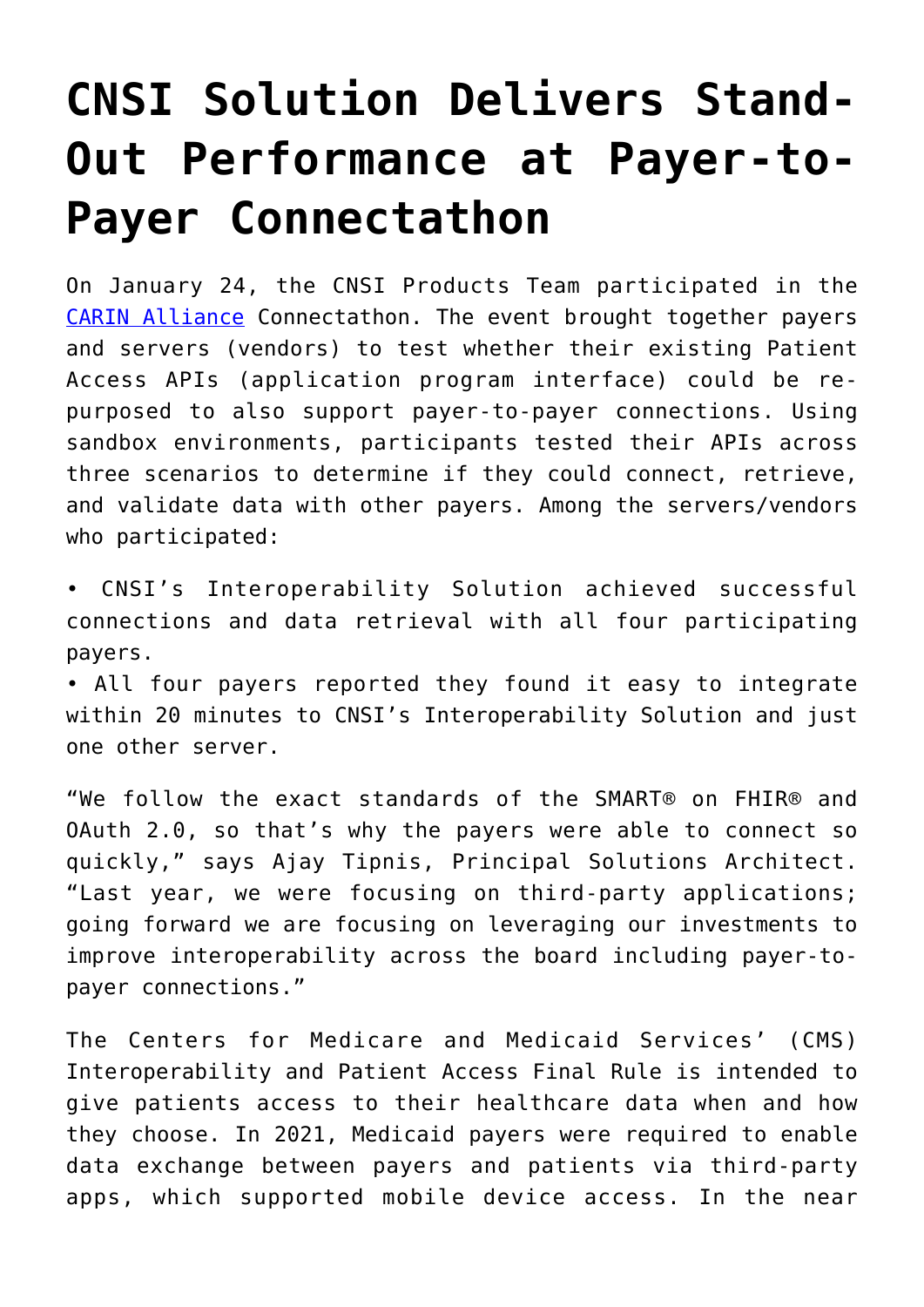# CNSI Solution Delivers Stand-Out Performance at Payer-to-Payer Connectathon

On January 24, the CNSI Products Team participated in the [CARIN Alliance] Connectathon. The event brought together payers and servers (vendors) to test whether their existing Patient Access APIs (application program interface) could be re-purposed to also support payer-to-payer connections. Using sandbox environments, participants tested their APIs across three scenarios to determine if they could connect, retrieve, and validate data with other payers. Among the servers/vendors who participated:

- CNSI's Interoperability Solution achieved successful connections and data retrieval with all four participating payers.
- All four payers reported they found it easy to integrate within 20 minutes to CNSI's Interoperability Solution and just one other server.

"We follow the exact standards of the SMART® on FHIR® and OAuth 2.0, so that's why the payers were able to connect so quickly," says Ajay Tipnis, Principal Solutions Architect. "Last year, we were focusing on third-party applications; going forward we are focusing on leveraging our investments to improve interoperability across the board including payer-to-payer connections."

The Centers for Medicare and Medicaid Services' (CMS) Interoperability and Patient Access Final Rule is intended to give patients access to their healthcare data when and how they choose. In 2021, Medicaid payers were required to enable data exchange between payers and patients via third-party apps, which supported mobile device access. In the near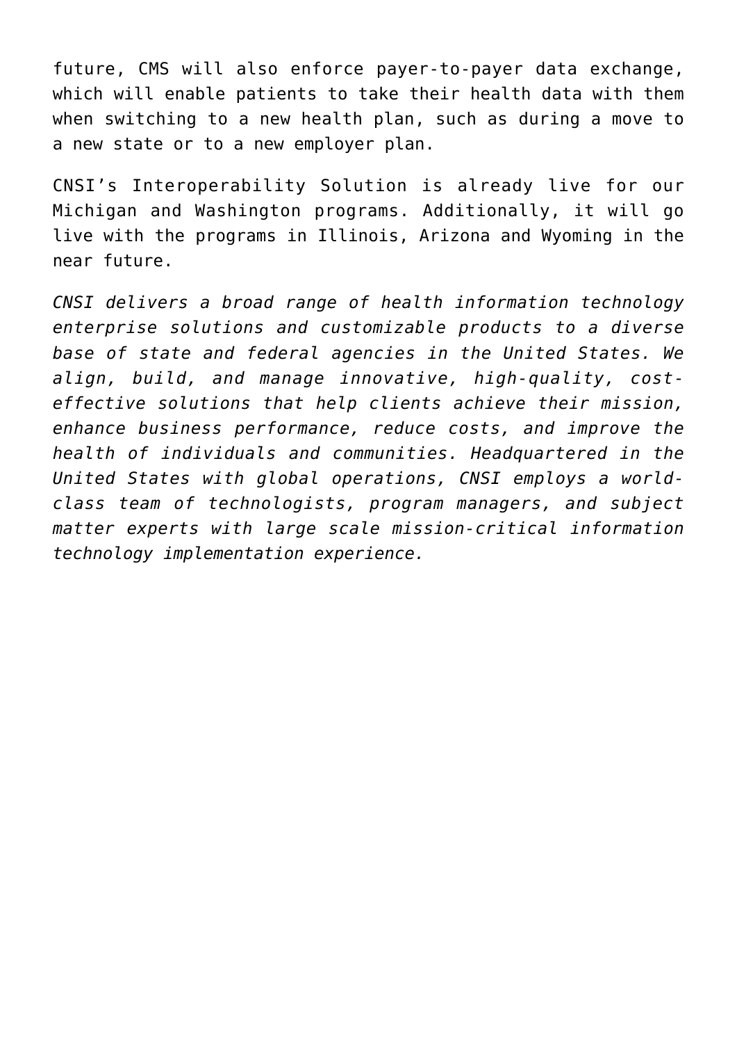future, CMS will also enforce payer-to-payer data exchange, which will enable patients to take their health data with them when switching to a new health plan, such as during a move to a new state or to a new employer plan.

CNSI's Interoperability Solution is already live for our Michigan and Washington programs. Additionally, it will go live with the programs in Illinois, Arizona and Wyoming in the near future.

*CNSI delivers a broad range of health information technology enterprise solutions and customizable products to a diverse base of state and federal agencies in the United States. We align, build, and manage innovative, high-quality, cost-effective solutions that help clients achieve their mission, enhance business performance, reduce costs, and improve the health of individuals and communities. Headquartered in the United States with global operations, CNSI employs a world-class team of technologists, program managers, and subject matter experts with large scale mission-critical information technology implementation experience.*